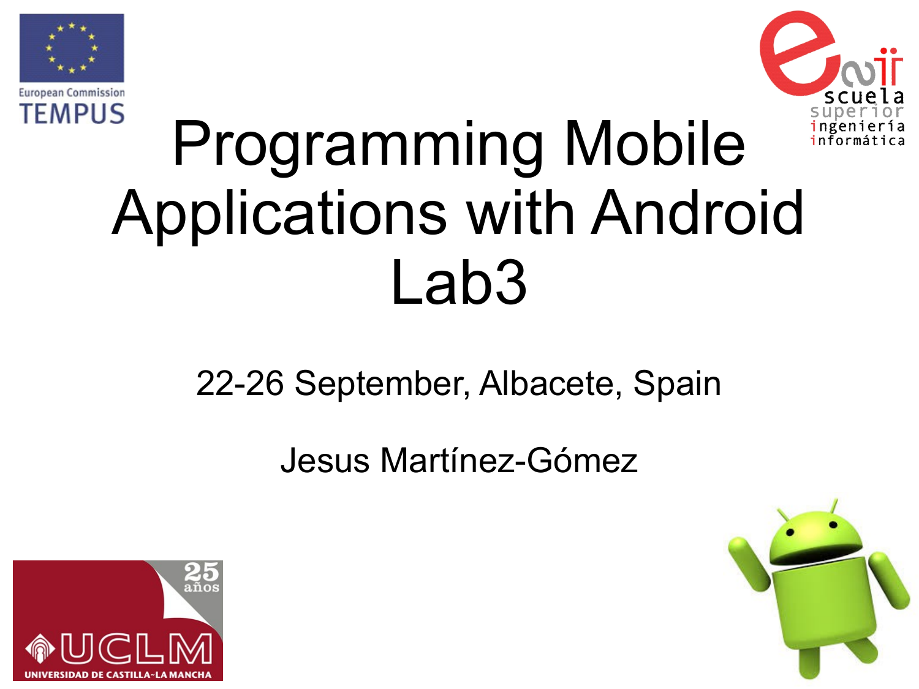# Programming Mobile Applications with Android Lab3

22-26 September, Albacete, Spain

Jesus Martínez-Gómez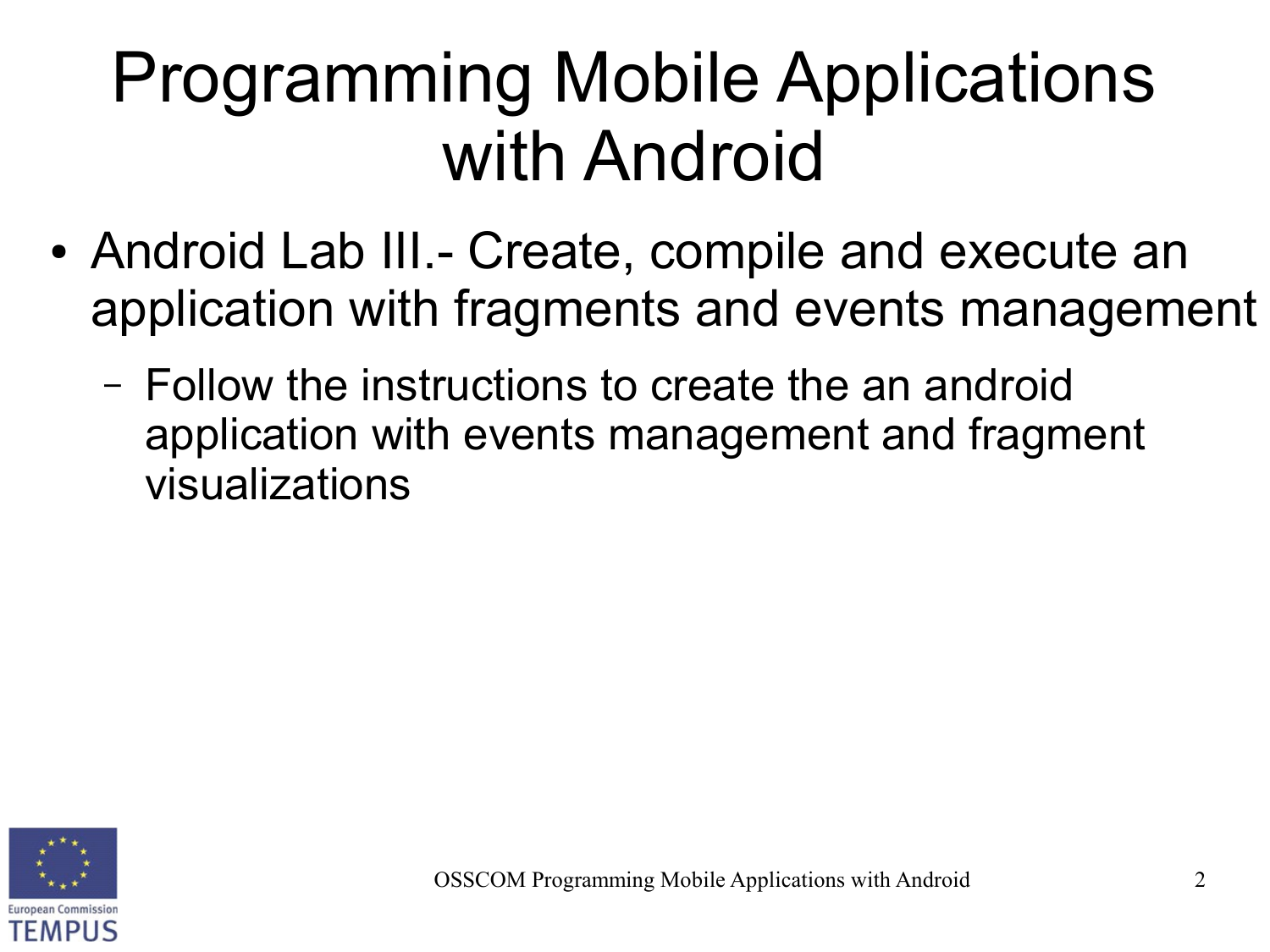# Programming Mobile Applications with Android

- Android Lab III.- Create, compile and execute an application with fragments and events management
  - Follow the instructions to create the an android application with events management and fragment visualizations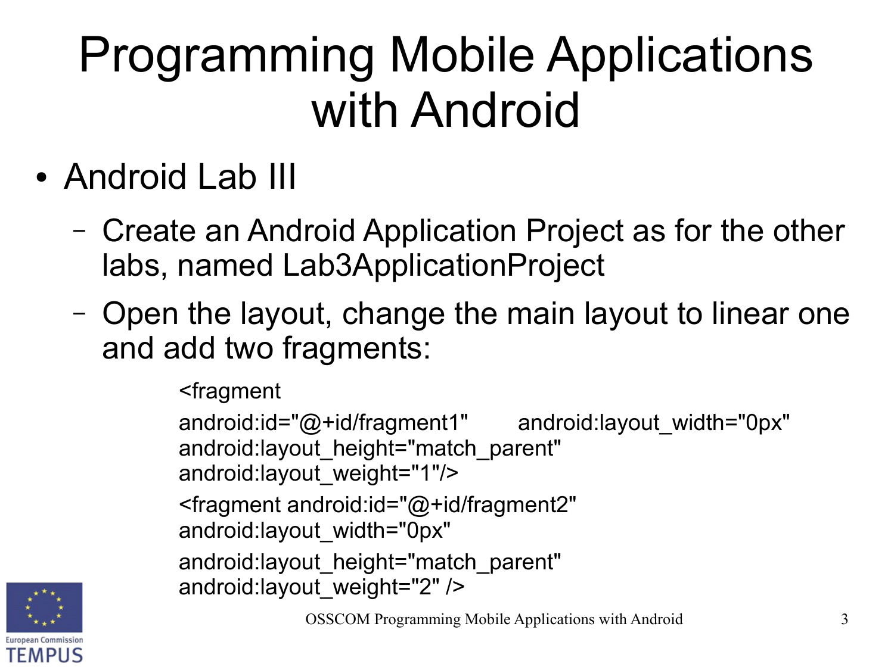# Programming Mobile Applications with Android

- Android Lab III
  - Create an Android Application Project as for the other labs, named Lab3ApplicationProject
  - Open the layout, change the main layout to linear one and add two fragments:

```
<fragment
android:id="@+id/fragment1"        android:layout_width="0px"
android:layout_height="match_parent"
android:layout_weight="1"/>
<fragment android:id="@+id/fragment2"
android:layout_width="0px"
android:layout_height="match_parent"
android:layout_weight="2" />
```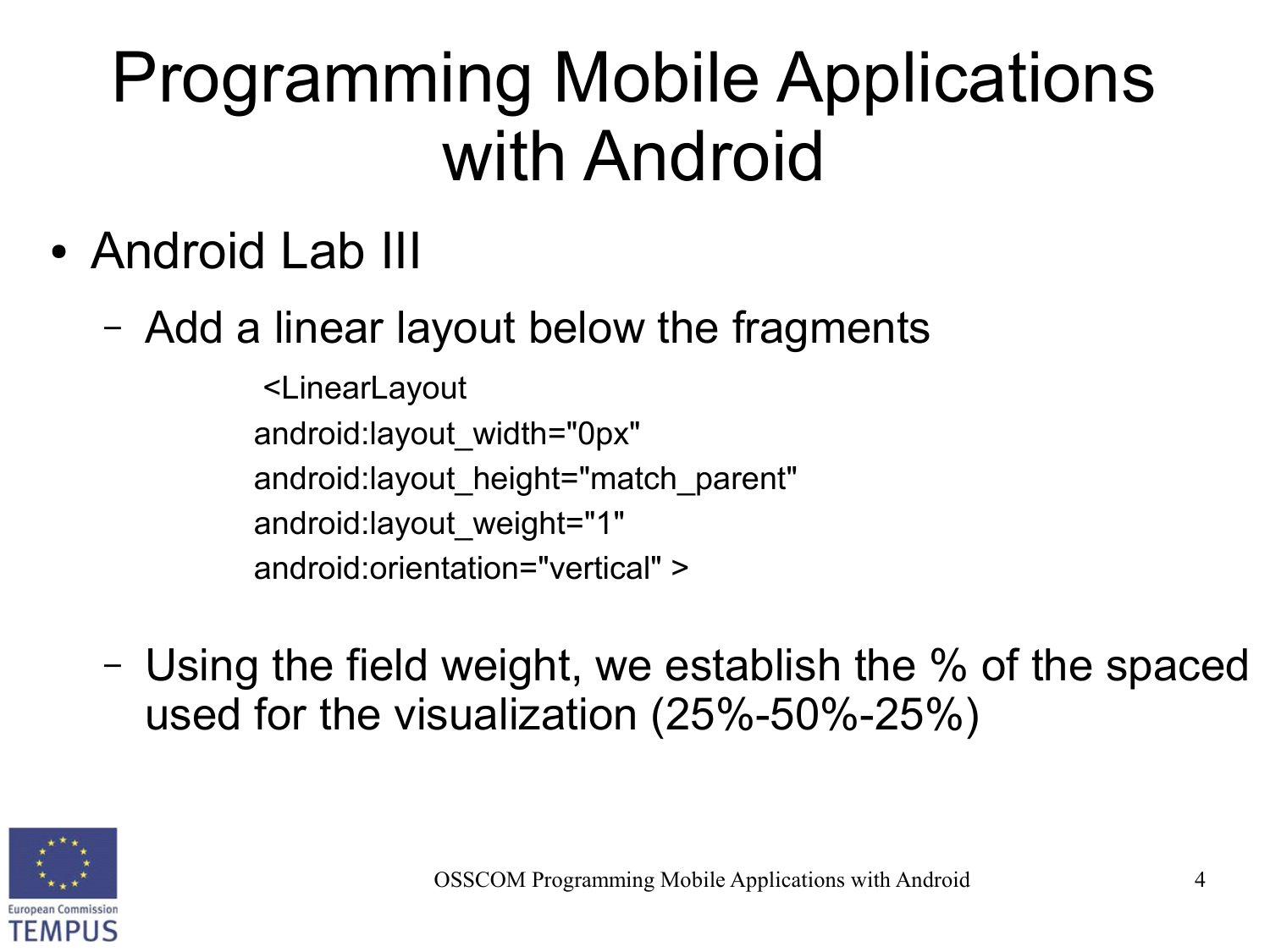# Programming Mobile Applications with Android

- Android Lab III
  - Add a linear layout below the fragments

```
<LinearLayout
android:layout_width="0px"
android:layout_height="match_parent"
android:layout_weight="1"
android:orientation="vertical" >
```

  - Using the field weight, we establish the % of the spaced used for the visualization (25%-50%-25%)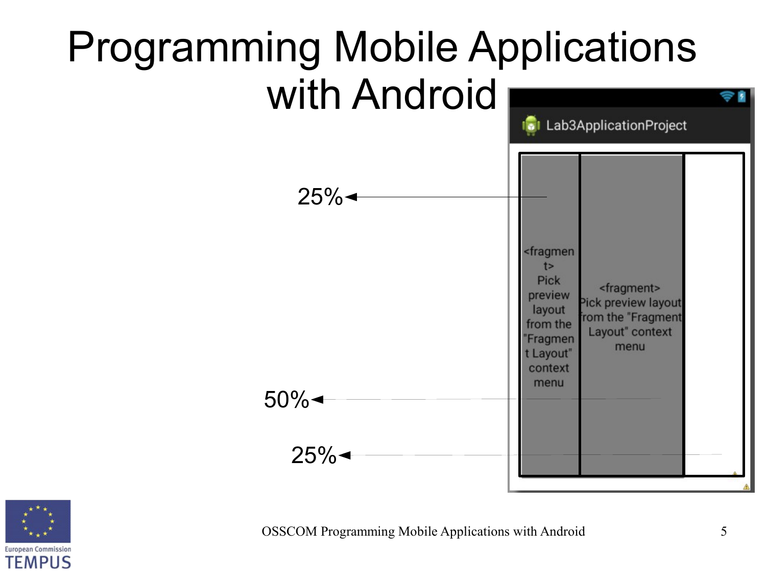# Programming Mobile Applications with Android

Lab3ApplicationProject

25%

50%

25%

<fragment> Pick preview layout from the "Fragment Layout" context menu

<fragment> Pick preview layout from the "Fragment Layout" context menu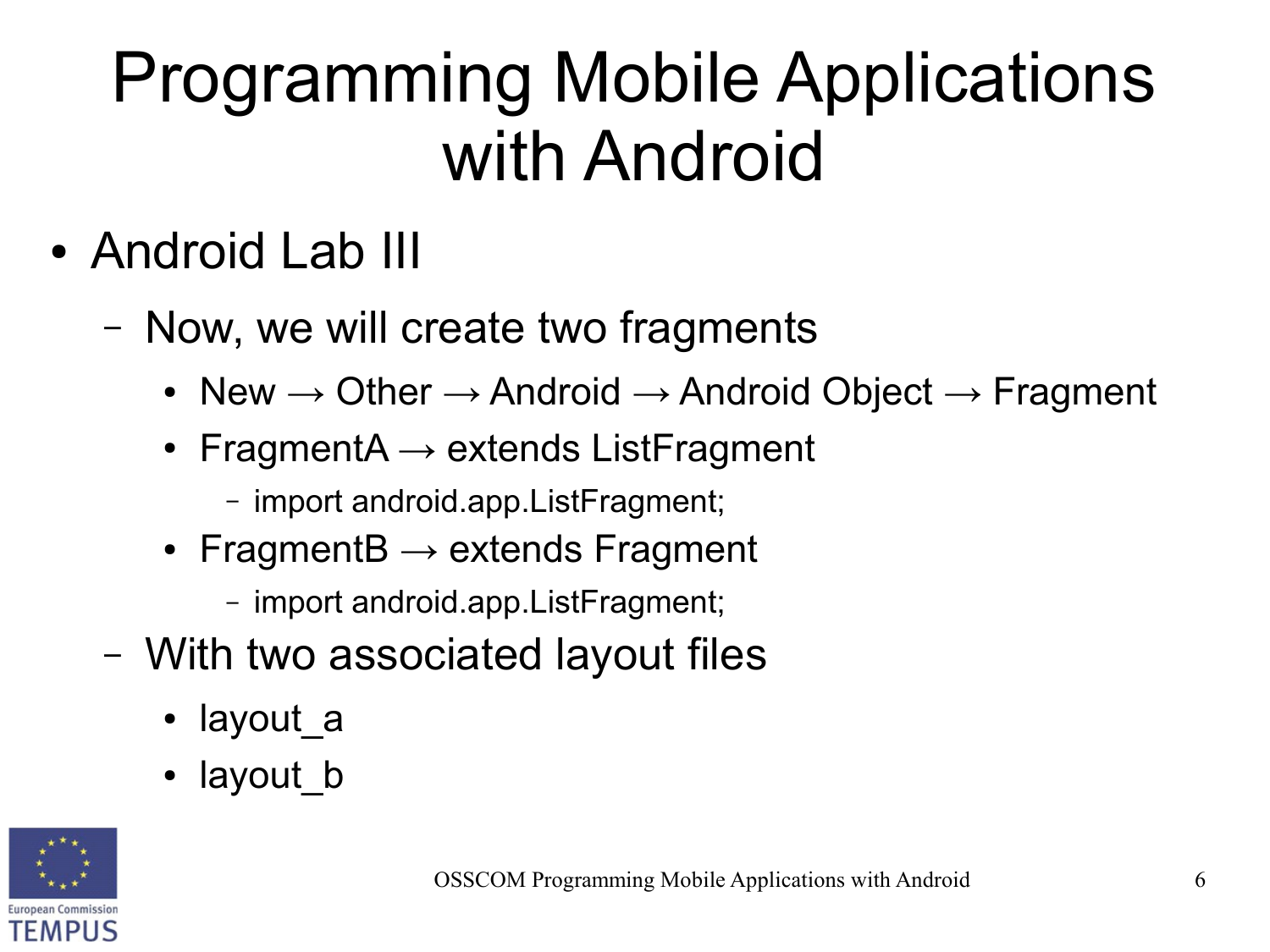# Programming Mobile Applications with Android

- Android Lab III
  - Now, we will create two fragments
    - New → Other → Android → Android Object → Fragment
    - FragmentA → extends ListFragment
      - import android.app.ListFragment;
    - FragmentB → extends Fragment
      - import android.app.ListFragment;
  - With two associated layout files
    - layout_a
    - layout_b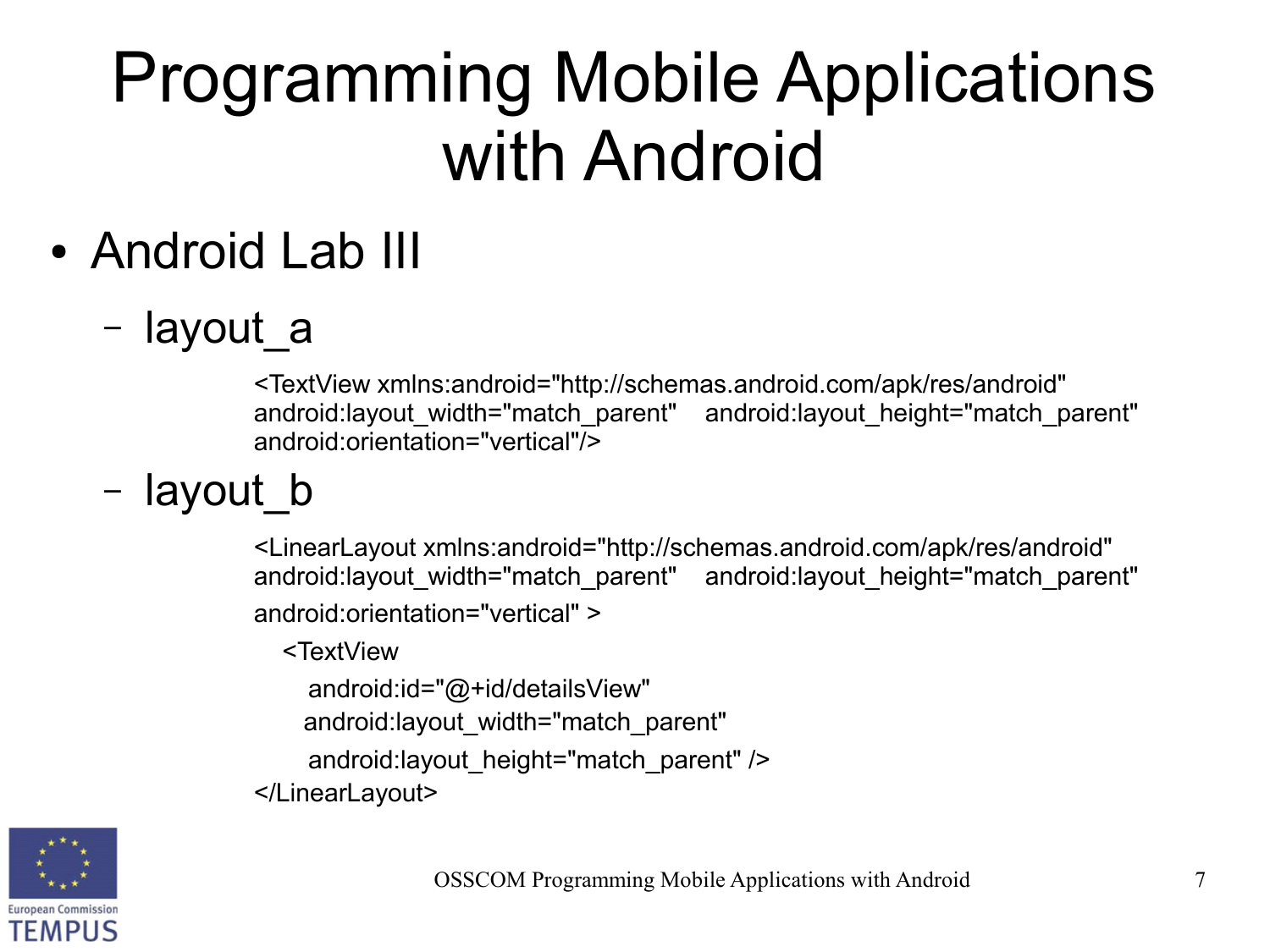# Programming Mobile Applications with Android

- Android Lab III
  - layout_a

```
<TextView xmlns:android="http://schemas.android.com/apk/res/android"
android:layout_width="match_parent"    android:layout_height="match_parent"
android:orientation="vertical"/>
```

  - layout_b

```
<LinearLayout xmlns:android="http://schemas.android.com/apk/res/android"
android:layout_width="match_parent"    android:layout_height="match_parent"
android:orientation="vertical" >
    <TextView
        android:id="@+id/detailsView"
        android:layout_width="match_parent"
        android:layout_height="match_parent" />
</LinearLayout>
```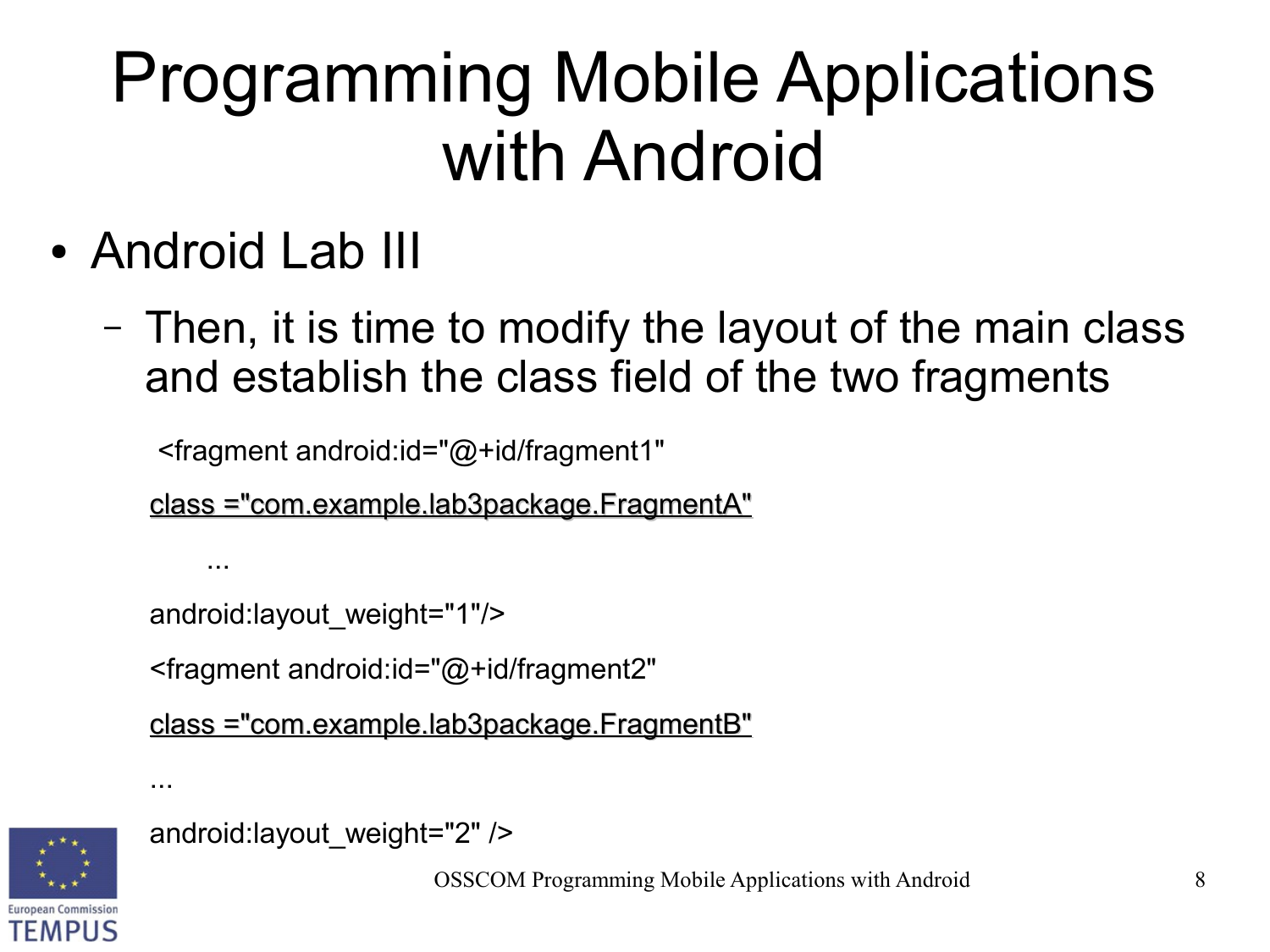# Programming Mobile Applications with Android

- Android Lab III
  - Then, it is time to modify the layout of the main class and establish the class field of the two fragments

```
<fragment android:id="@+id/fragment1"
class ="com.example.lab3package.FragmentA"
    ...
android:layout_weight="1"/>
<fragment android:id="@+id/fragment2"
class ="com.example.lab3package.FragmentB"
...
android:layout_weight="2" />
```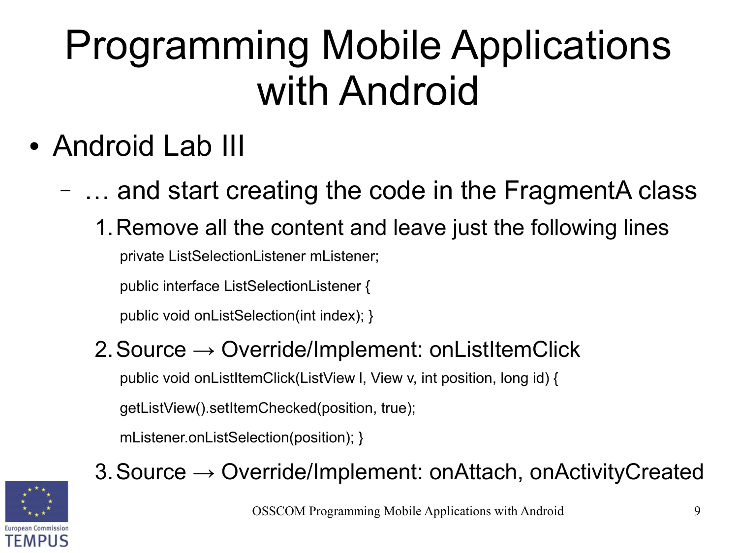# Programming Mobile Applications with Android

- Android Lab III
  - … and start creating the code in the FragmentA class
    1. Remove all the content and leave just the following lines

```
private ListSelectionListener mListener;
public interface ListSelectionListener {
public void onListSelection(int index); }
```

    2. Source → Override/Implement: onListItemClick

```
public void onListItemClick(ListView l, View v, int position, long id) {
getListView().setItemChecked(position, true);
mListener.onListSelection(position); }
```

    3. Source → Override/Implement: onAttach, onActivityCreated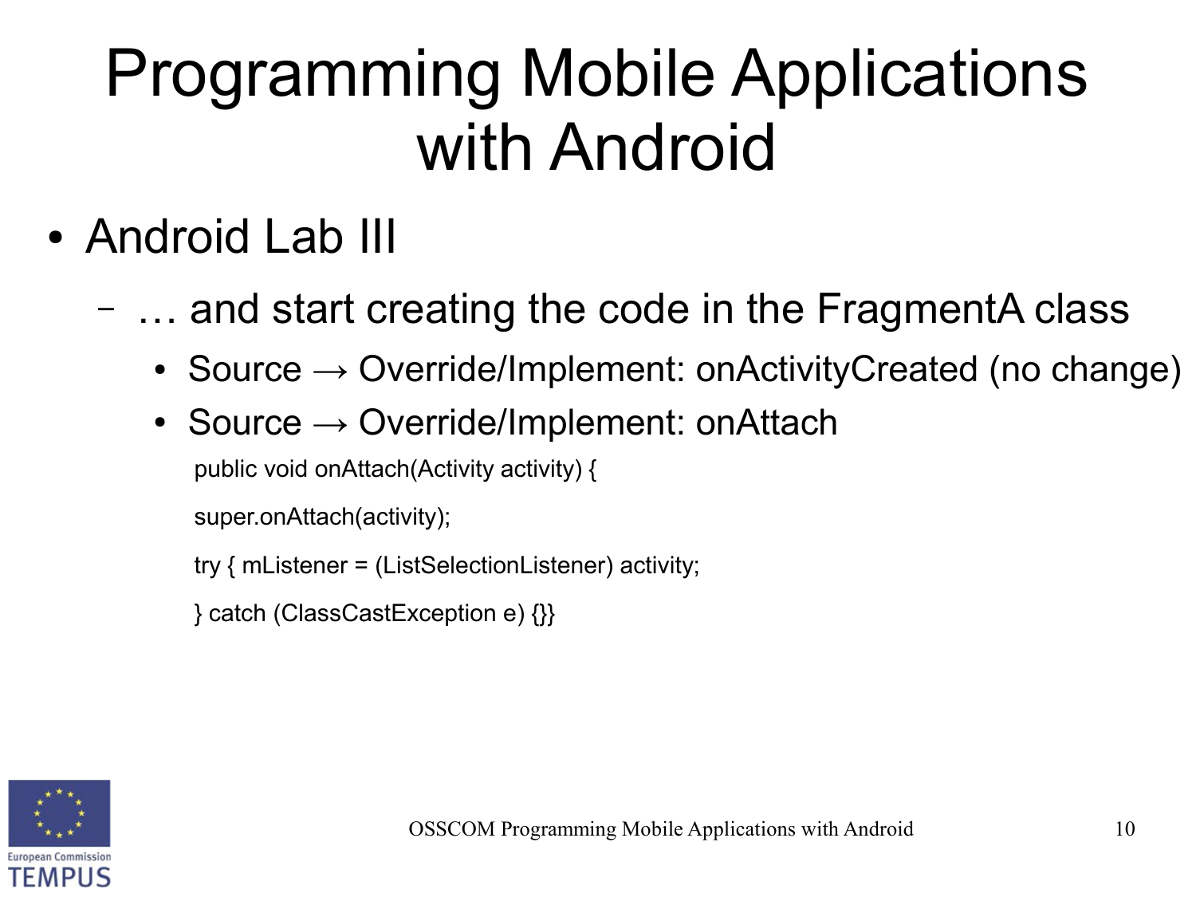# Programming Mobile Applications with Android

- Android Lab III
  - … and start creating the code in the FragmentA class
    - Source → Override/Implement: onActivityCreated (no change)
    - Source → Override/Implement: onAttach

```
public void onAttach(Activity activity) {
super.onAttach(activity);
try { mListener = (ListSelectionListener) activity;
} catch (ClassCastException e) {}}
```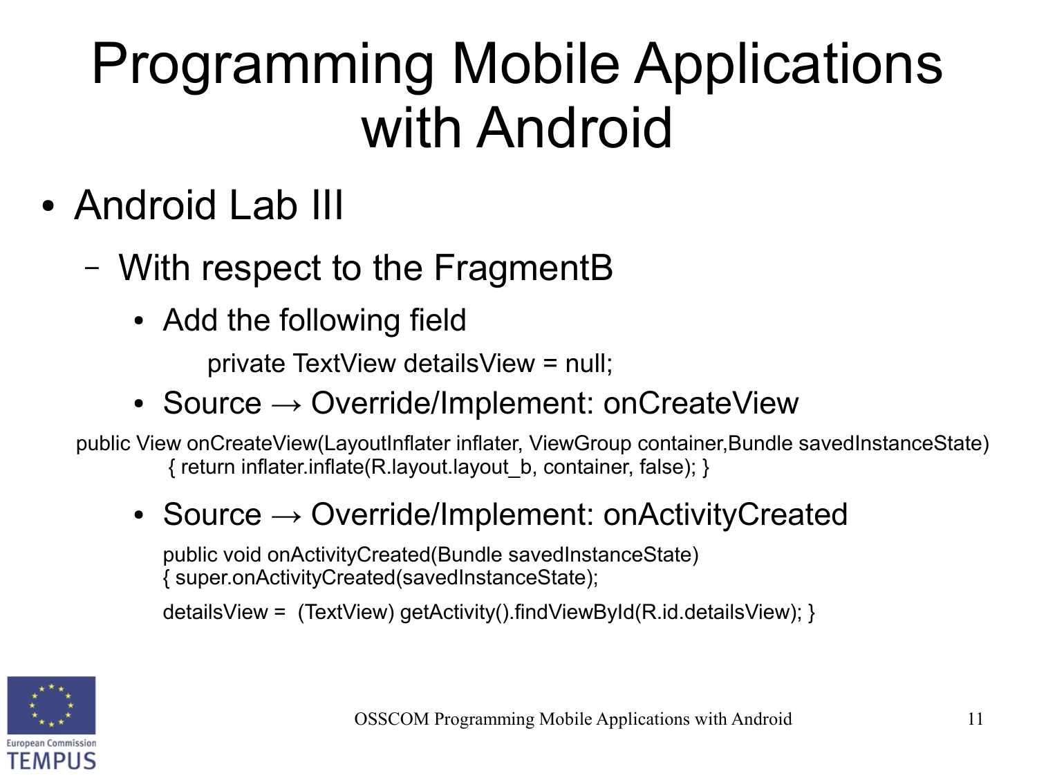# Programming Mobile Applications with Android

- Android Lab III
  - With respect to the FragmentB
    - Add the following field

```
private TextView detailsView = null;
```

    - Source → Override/Implement: onCreateView

```
public View onCreateView(LayoutInflater inflater, ViewGroup container,Bundle savedInstanceState)
    { return inflater.inflate(R.layout.layout_b, container, false); }
```

    - Source → Override/Implement: onActivityCreated

```
public void onActivityCreated(Bundle savedInstanceState)
{ super.onActivityCreated(savedInstanceState);

detailsView =  (TextView) getActivity().findViewById(R.id.detailsView); }
```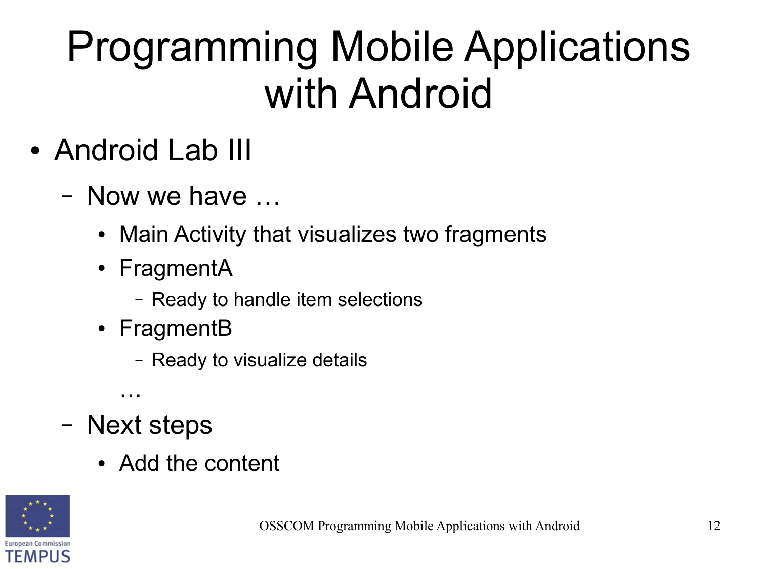# Programming Mobile Applications with Android

- Android Lab III
  - Now we have …
    - Main Activity that visualizes two fragments
    - FragmentA
      - Ready to handle item selections
    - FragmentB
      - Ready to visualize details

    …
  - Next steps
    - Add the content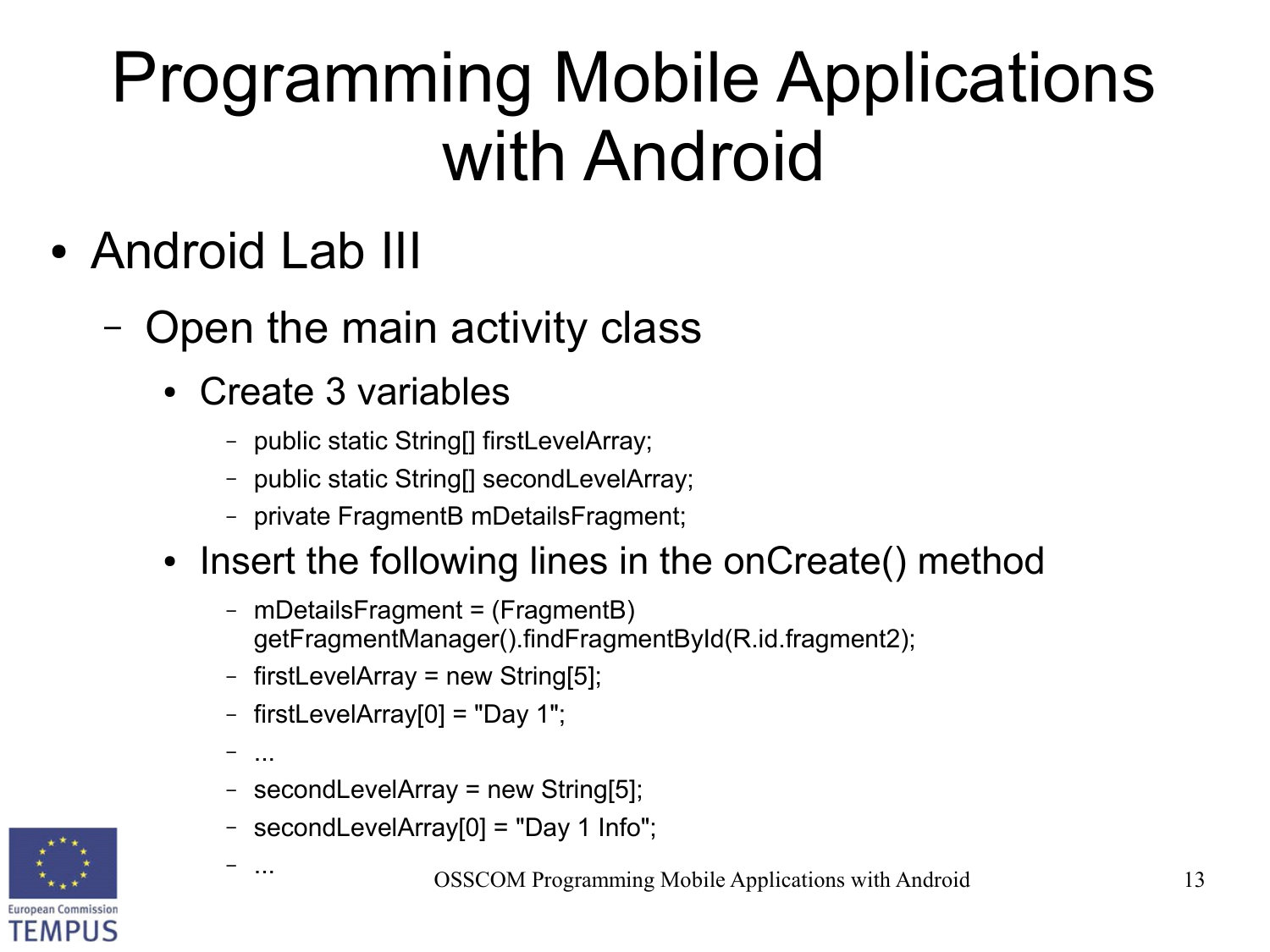# Programming Mobile Applications with Android

- Android Lab III
  - Open the main activity class
    - Create 3 variables
      - public static String[] firstLevelArray;
      - public static String[] secondLevelArray;
      - private FragmentB mDetailsFragment;
    - Insert the following lines in the onCreate() method
      - mDetailsFragment = (FragmentB) getFragmentManager().findFragmentById(R.id.fragment2);
      - firstLevelArray = new String[5];
      - firstLevelArray[0] = "Day 1";
      - ...
      - secondLevelArray = new String[5];
      - secondLevelArray[0] = "Day 1 Info";
      - ...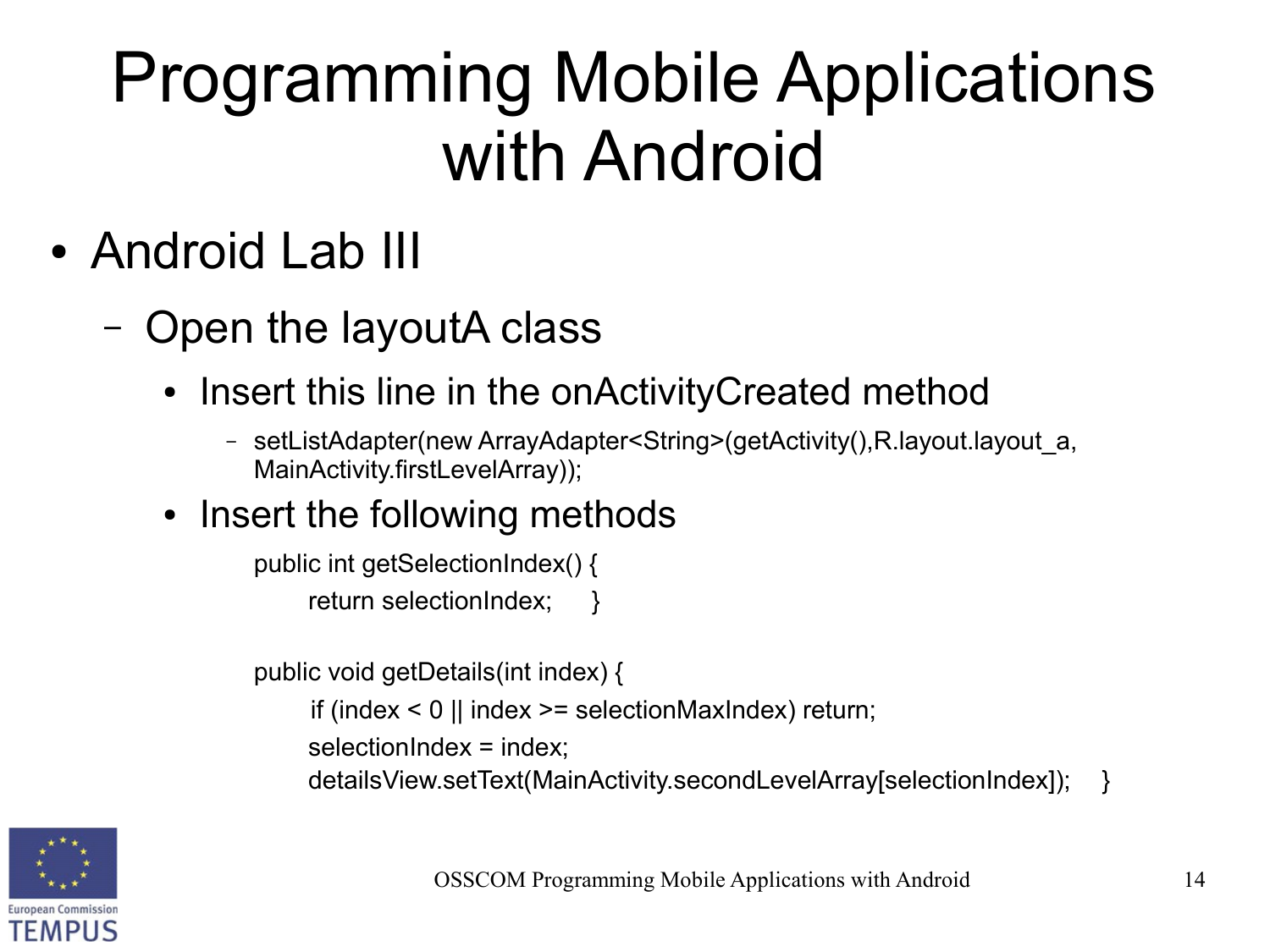# Programming Mobile Applications with Android

- Android Lab III
  - Open the layoutA class
    - Insert this line in the onActivityCreated method
      - setListAdapter(new ArrayAdapter<String>(getActivity(),R.layout.layout_a, MainActivity.firstLevelArray));
    - Insert the following methods

```
public int getSelectionIndex() {
    return selectionIndex;    }

public void getDetails(int index) {
    if (index < 0 || index >= selectionMaxIndex) return;
    selectionIndex = index;
    detailsView.setText(MainActivity.secondLevelArray[selectionIndex]);    }
```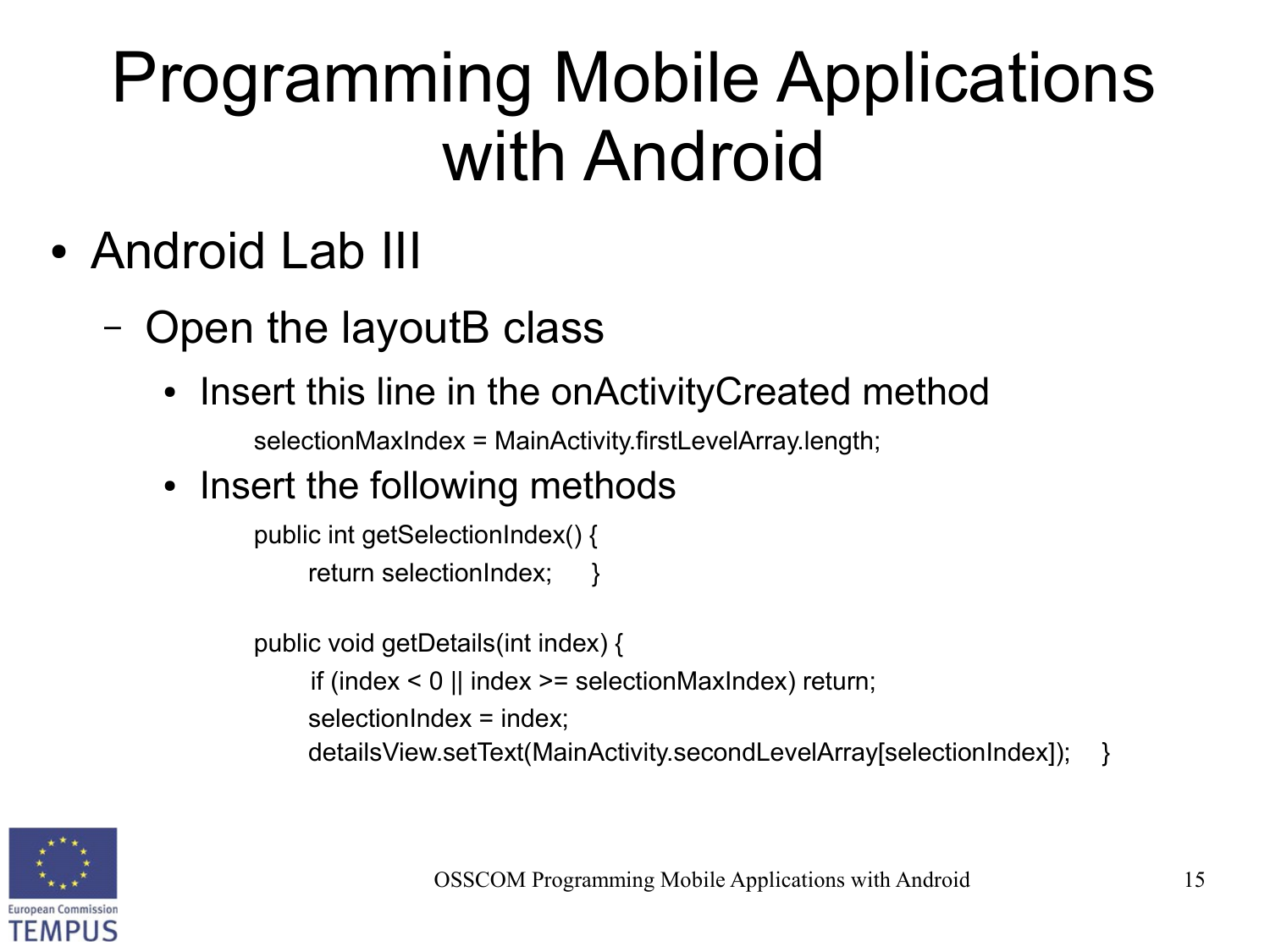# Programming Mobile Applications with Android

- Android Lab III
  - Open the layoutB class
    - Insert this line in the onActivityCreated method

```
selectionMaxIndex = MainActivity.firstLevelArray.length;
```

    - Insert the following methods

```
public int getSelectionIndex() {
    return selectionIndex;    }

public void getDetails(int index) {
    if (index < 0 || index >= selectionMaxIndex) return;
    selectionIndex = index;
    detailsView.setText(MainActivity.secondLevelArray[selectionIndex]);    }
```

OSSCOM Programming Mobile Applications with Android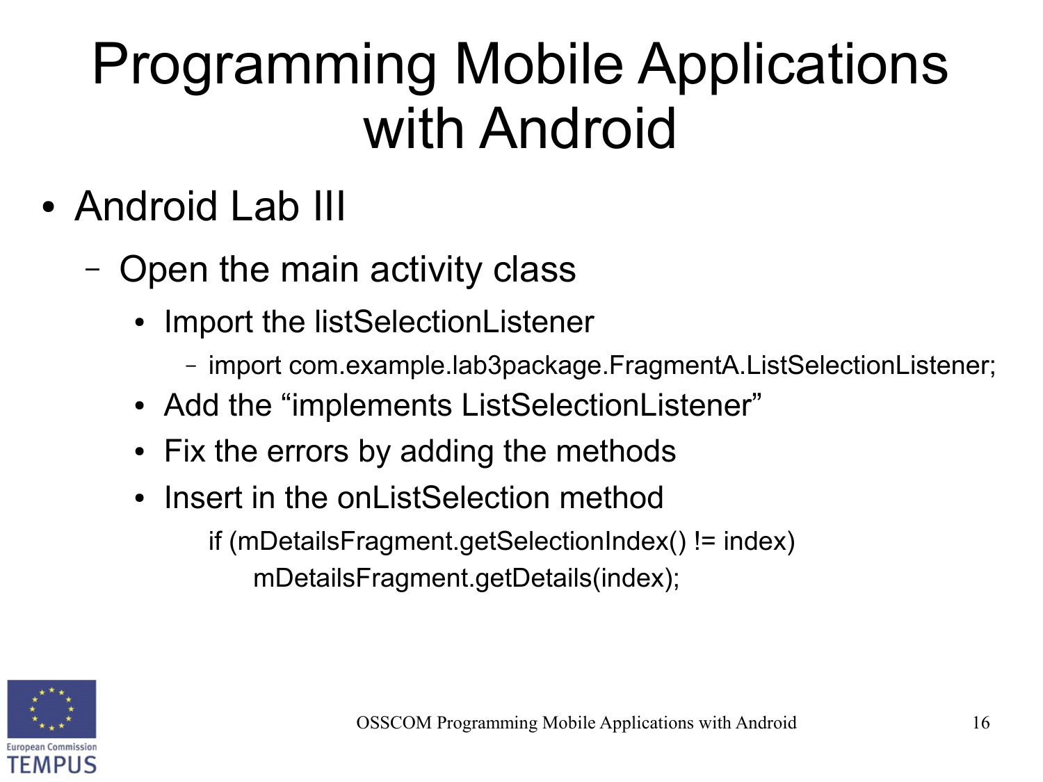# Programming Mobile Applications with Android

- Android Lab III
  - Open the main activity class
    - Import the listSelectionListener
      - import com.example.lab3package.FragmentA.ListSelectionListener;
    - Add the “implements ListSelectionListener”
    - Fix the errors by adding the methods
    - Insert in the onListSelection method

```
if (mDetailsFragment.getSelectionIndex() != index)
    mDetailsFragment.getDetails(index);
```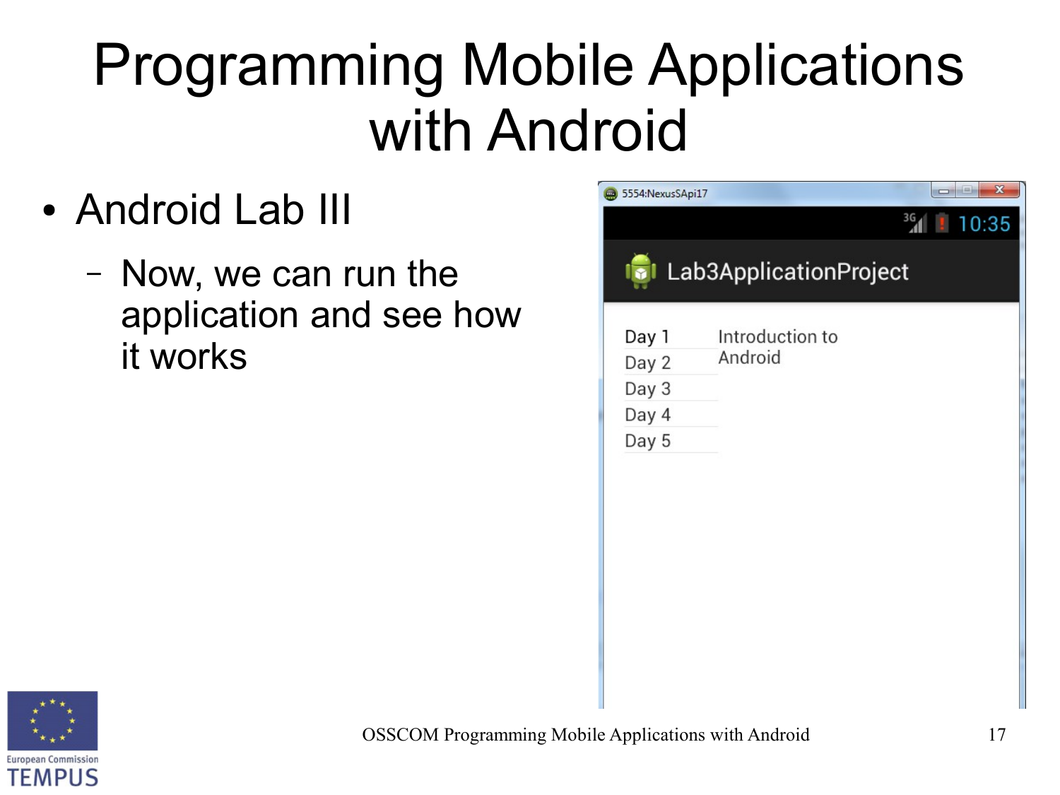# Programming Mobile Applications with Android

- Android Lab III
  - Now, we can run the application and see how it works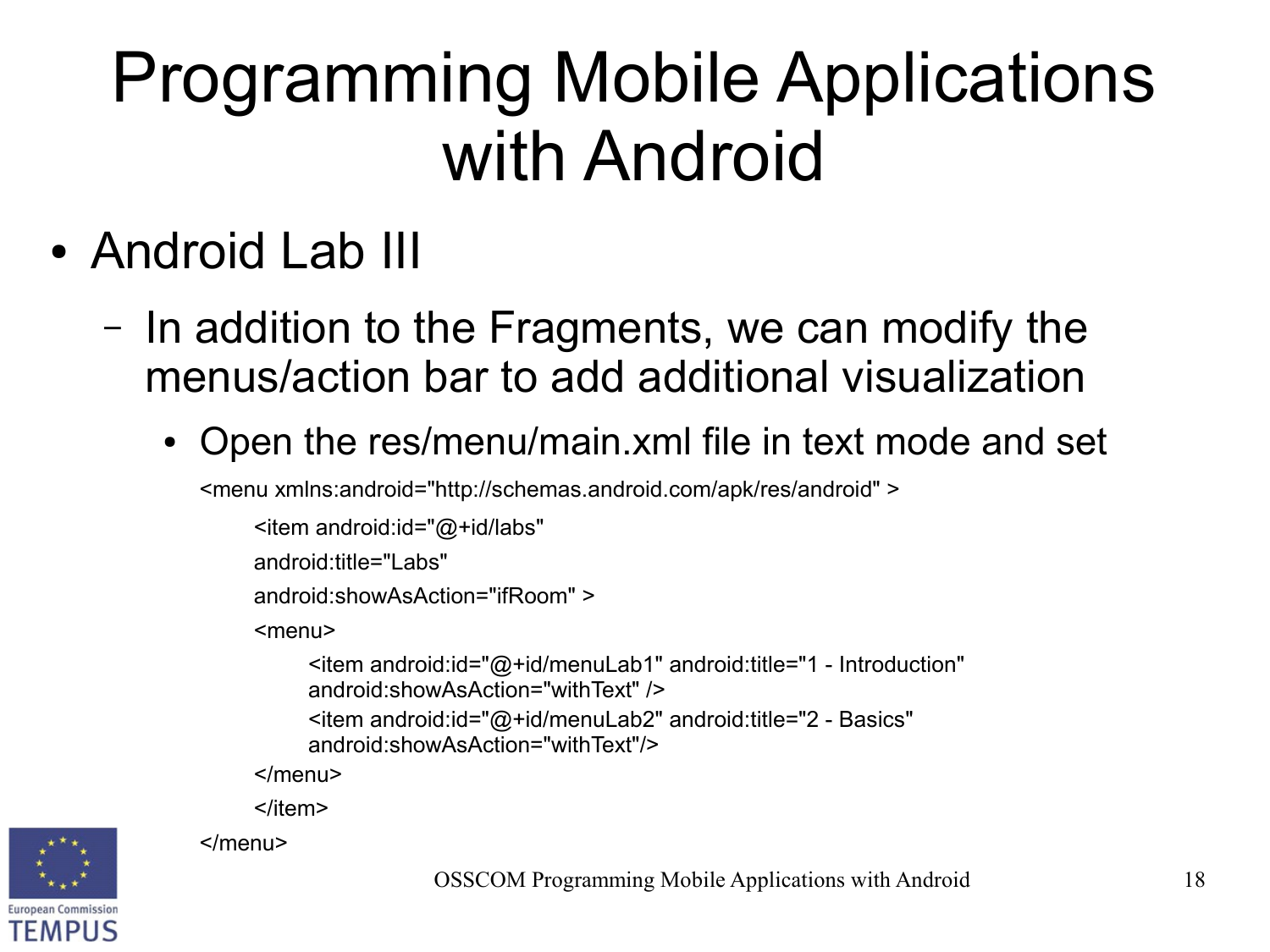# Programming Mobile Applications with Android

- Android Lab III
  - In addition to the Fragments, we can modify the menus/action bar to add additional visualization
    - Open the res/menu/main.xml file in text mode and set

```
<menu xmlns:android="http://schemas.android.com/apk/res/android" >
    <item android:id="@+id/labs"
    android:title="Labs"
    android:showAsAction="ifRoom" >
    <menu>
        <item android:id="@+id/menuLab1" android:title="1 - Introduction"
        android:showAsAction="withText" />
        <item android:id="@+id/menuLab2" android:title="2 - Basics"
        android:showAsAction="withText"/>
    </menu>
    </item>
</menu>
```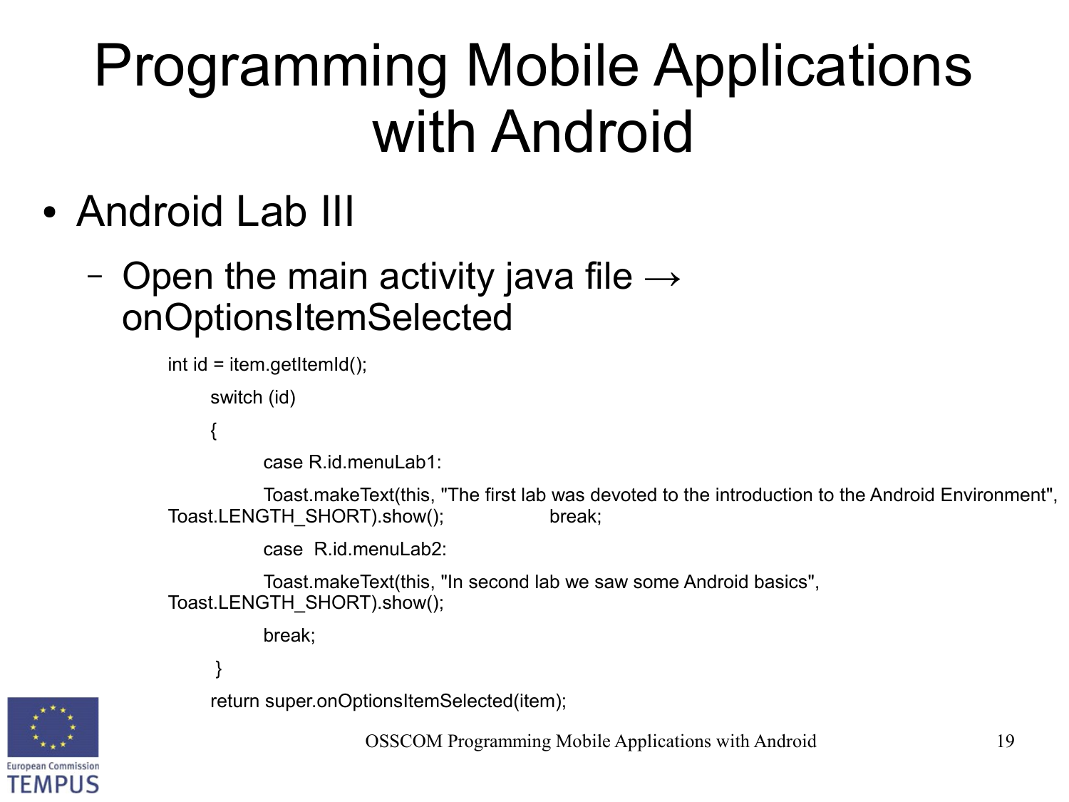# Programming Mobile Applications with Android

- Android Lab III
  - Open the main activity java file → onOptionsItemSelected

```
int id = item.getItemId();
        switch (id)
        {
                case R.id.menuLab1:
                Toast.makeText(this, "The first lab was devoted to the introduction to the Android Environment", Toast.LENGTH_SHORT).show();                break;
                case  R.id.menuLab2:
                Toast.makeText(this, "In second lab we saw some Android basics", Toast.LENGTH_SHORT).show();
                break;
         }
        return super.onOptionsItemSelected(item);
```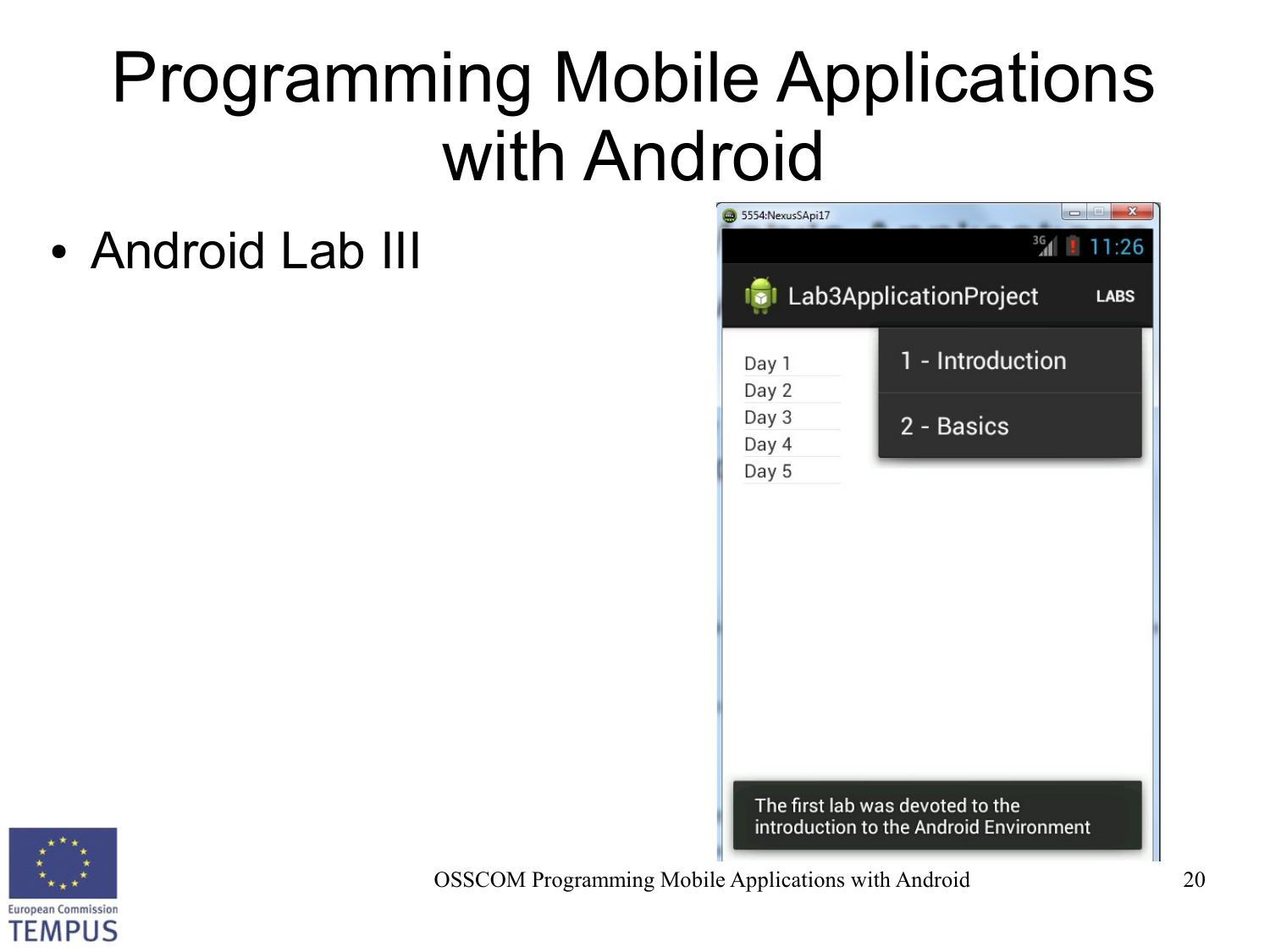# Programming Mobile Applications with Android

- Android Lab III

5554:NexusSApi17

11:26

Lab3ApplicationProject LABS

Day 1
Day 2
Day 3
Day 4
Day 5

1 - Introduction

2 - Basics

The first lab was devoted to the introduction to the Android Environment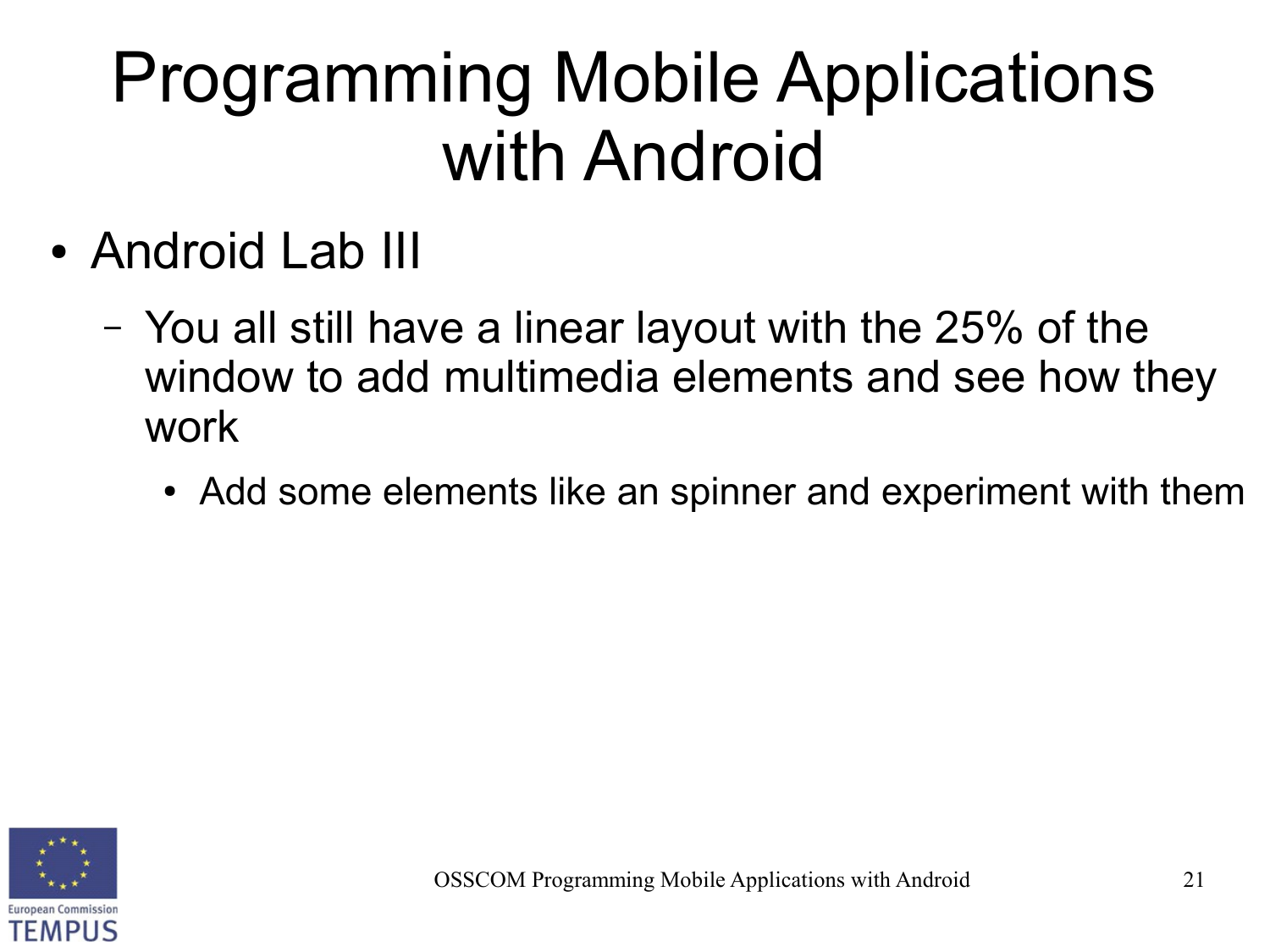# Programming Mobile Applications with Android

- Android Lab III
  - You all still have a linear layout with the 25% of the window to add multimedia elements and see how they work
    - Add some elements like an spinner and experiment with them